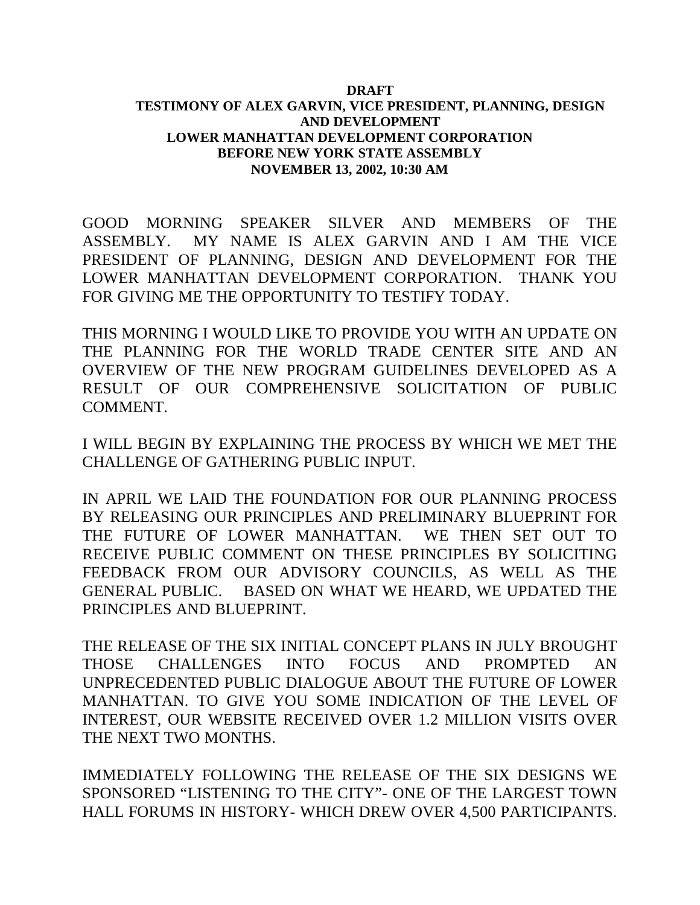**DRAFT**
**TESTIMONY OF ALEX GARVIN, VICE PRESIDENT, PLANNING, DESIGN AND DEVELOPMENT**
**LOWER MANHATTAN DEVELOPMENT CORPORATION**
**BEFORE NEW YORK STATE ASSEMBLY**
**NOVEMBER 13, 2002, 10:30 AM**

GOOD MORNING SPEAKER SILVER AND MEMBERS OF THE ASSEMBLY. MY NAME IS ALEX GARVIN AND I AM THE VICE PRESIDENT OF PLANNING, DESIGN AND DEVELOPMENT FOR THE LOWER MANHATTAN DEVELOPMENT CORPORATION. THANK YOU FOR GIVING ME THE OPPORTUNITY TO TESTIFY TODAY.

THIS MORNING I WOULD LIKE TO PROVIDE YOU WITH AN UPDATE ON THE PLANNING FOR THE WORLD TRADE CENTER SITE AND AN OVERVIEW OF THE NEW PROGRAM GUIDELINES DEVELOPED AS A RESULT OF OUR COMPREHENSIVE SOLICITATION OF PUBLIC COMMENT.

I WILL BEGIN BY EXPLAINING THE PROCESS BY WHICH WE MET THE CHALLENGE OF GATHERING PUBLIC INPUT.

IN APRIL WE LAID THE FOUNDATION FOR OUR PLANNING PROCESS BY RELEASING OUR PRINCIPLES AND PRELIMINARY BLUEPRINT FOR THE FUTURE OF LOWER MANHATTAN. WE THEN SET OUT TO RECEIVE PUBLIC COMMENT ON THESE PRINCIPLES BY SOLICITING FEEDBACK FROM OUR ADVISORY COUNCILS, AS WELL AS THE GENERAL PUBLIC. BASED ON WHAT WE HEARD, WE UPDATED THE PRINCIPLES AND BLUEPRINT.

THE RELEASE OF THE SIX INITIAL CONCEPT PLANS IN JULY BROUGHT THOSE CHALLENGES INTO FOCUS AND PROMPTED AN UNPRECEDENTED PUBLIC DIALOGUE ABOUT THE FUTURE OF LOWER MANHATTAN. TO GIVE YOU SOME INDICATION OF THE LEVEL OF INTEREST, OUR WEBSITE RECEIVED OVER 1.2 MILLION VISITS OVER THE NEXT TWO MONTHS.

IMMEDIATELY FOLLOWING THE RELEASE OF THE SIX DESIGNS WE SPONSORED "LISTENING TO THE CITY"- ONE OF THE LARGEST TOWN HALL FORUMS IN HISTORY- WHICH DREW OVER 4,500 PARTICIPANTS.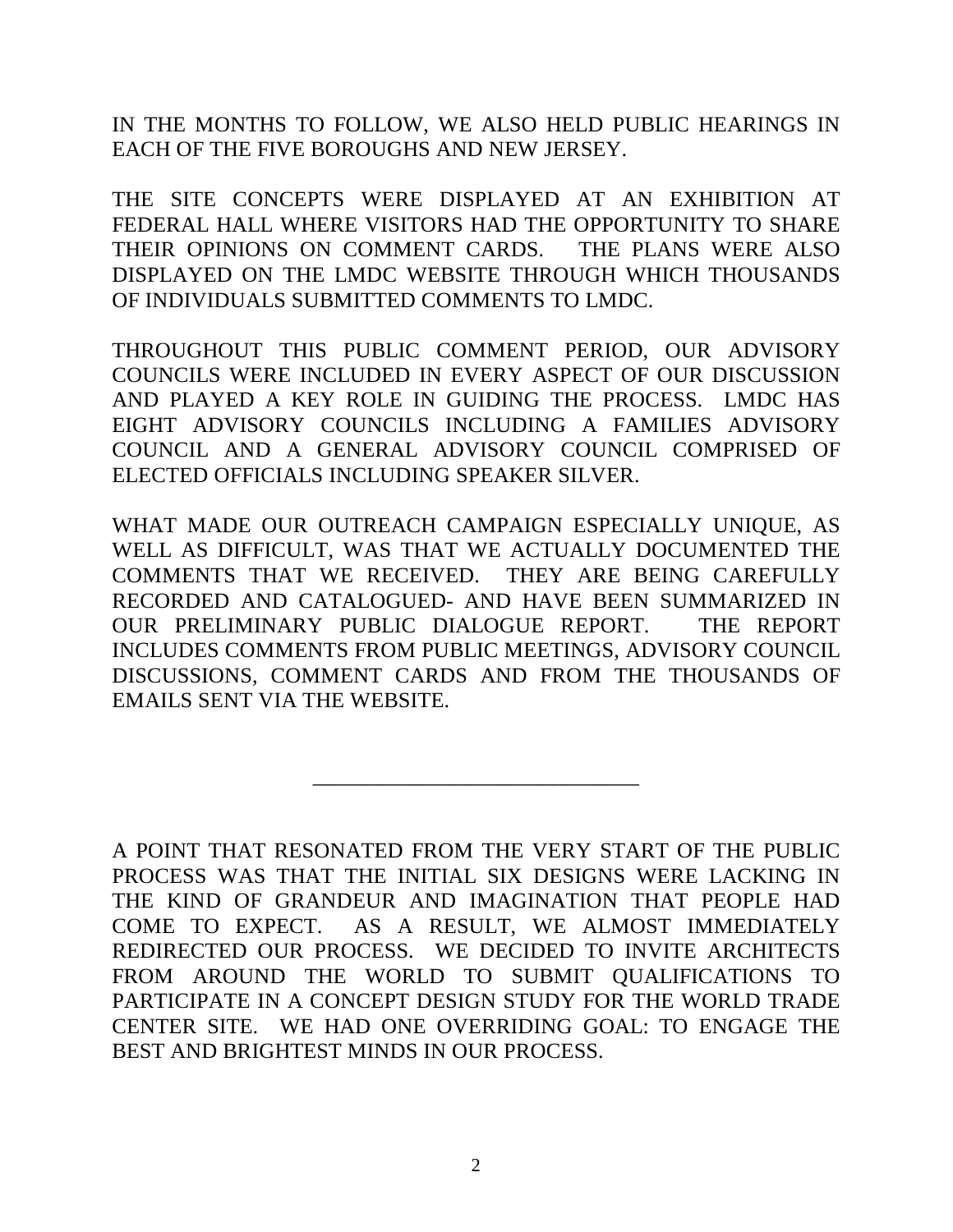IN THE MONTHS TO FOLLOW, WE ALSO HELD PUBLIC HEARINGS IN EACH OF THE FIVE BOROUGHS AND NEW JERSEY.

THE SITE CONCEPTS WERE DISPLAYED AT AN EXHIBITION AT FEDERAL HALL WHERE VISITORS HAD THE OPPORTUNITY TO SHARE THEIR OPINIONS ON COMMENT CARDS. THE PLANS WERE ALSO DISPLAYED ON THE LMDC WEBSITE THROUGH WHICH THOUSANDS OF INDIVIDUALS SUBMITTED COMMENTS TO LMDC.

THROUGHOUT THIS PUBLIC COMMENT PERIOD, OUR ADVISORY COUNCILS WERE INCLUDED IN EVERY ASPECT OF OUR DISCUSSION AND PLAYED A KEY ROLE IN GUIDING THE PROCESS. LMDC HAS EIGHT ADVISORY COUNCILS INCLUDING A FAMILIES ADVISORY COUNCIL AND A GENERAL ADVISORY COUNCIL COMPRISED OF ELECTED OFFICIALS INCLUDING SPEAKER SILVER.

WHAT MADE OUR OUTREACH CAMPAIGN ESPECIALLY UNIQUE, AS WELL AS DIFFICULT, WAS THAT WE ACTUALLY DOCUMENTED THE COMMENTS THAT WE RECEIVED. THEY ARE BEING CAREFULLY RECORDED AND CATALOGUED- AND HAVE BEEN SUMMARIZED IN OUR PRELIMINARY PUBLIC DIALOGUE REPORT. THE REPORT INCLUDES COMMENTS FROM PUBLIC MEETINGS, ADVISORY COUNCIL DISCUSSIONS, COMMENT CARDS AND FROM THE THOUSANDS OF EMAILS SENT VIA THE WEBSITE.

---

A POINT THAT RESONATED FROM THE VERY START OF THE PUBLIC PROCESS WAS THAT THE INITIAL SIX DESIGNS WERE LACKING IN THE KIND OF GRANDEUR AND IMAGINATION THAT PEOPLE HAD COME TO EXPECT. AS A RESULT, WE ALMOST IMMEDIATELY REDIRECTED OUR PROCESS. WE DECIDED TO INVITE ARCHITECTS FROM AROUND THE WORLD TO SUBMIT QUALIFICATIONS TO PARTICIPATE IN A CONCEPT DESIGN STUDY FOR THE WORLD TRADE CENTER SITE. WE HAD ONE OVERRIDING GOAL: TO ENGAGE THE BEST AND BRIGHTEST MINDS IN OUR PROCESS.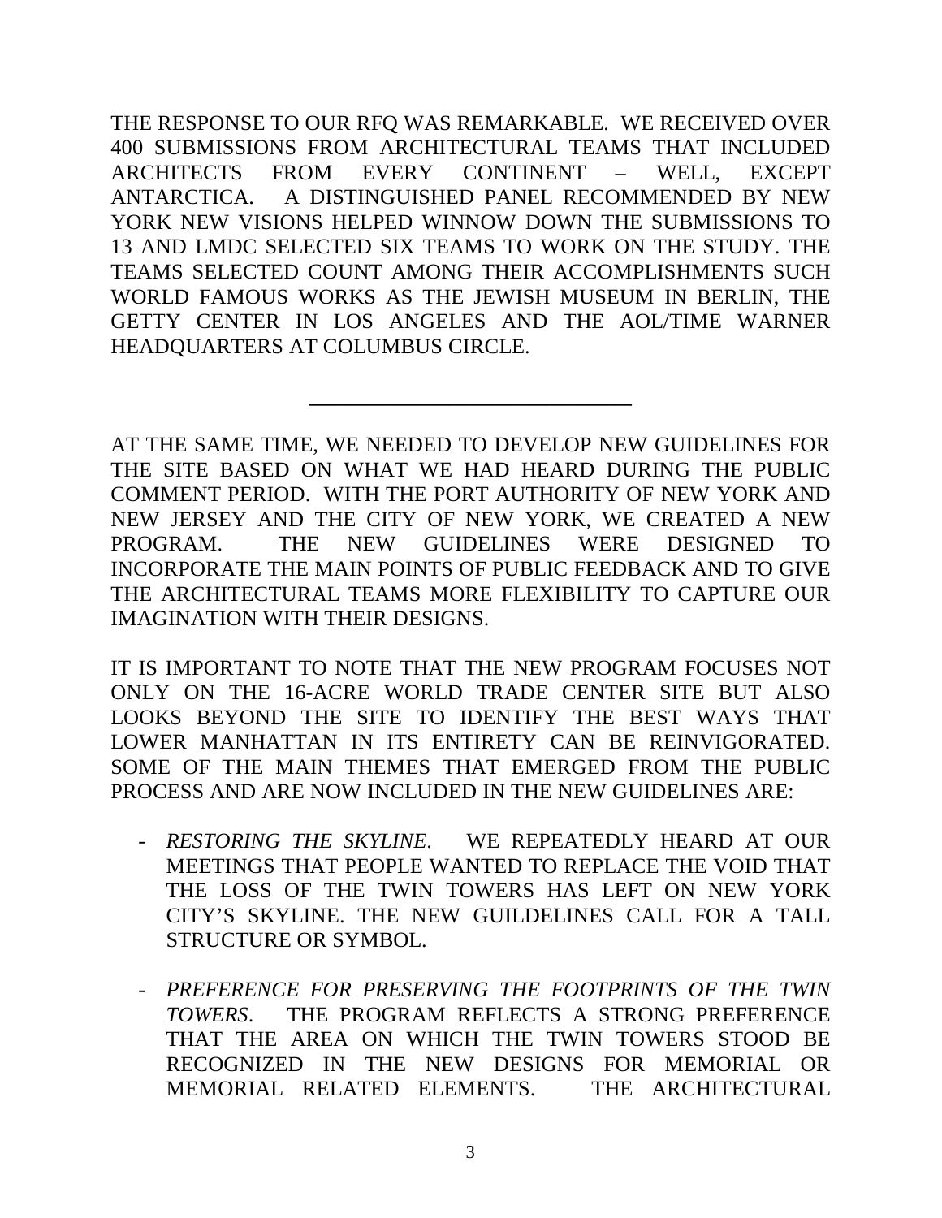THE RESPONSE TO OUR RFQ WAS REMARKABLE. WE RECEIVED OVER 400 SUBMISSIONS FROM ARCHITECTURAL TEAMS THAT INCLUDED ARCHITECTS FROM EVERY CONTINENT – WELL, EXCEPT ANTARCTICA. A DISTINGUISHED PANEL RECOMMENDED BY NEW YORK NEW VISIONS HELPED WINNOW DOWN THE SUBMISSIONS TO 13 AND LMDC SELECTED SIX TEAMS TO WORK ON THE STUDY. THE TEAMS SELECTED COUNT AMONG THEIR ACCOMPLISHMENTS SUCH WORLD FAMOUS WORKS AS THE JEWISH MUSEUM IN BERLIN, THE GETTY CENTER IN LOS ANGELES AND THE AOL/TIME WARNER HEADQUARTERS AT COLUMBUS CIRCLE.

---

AT THE SAME TIME, WE NEEDED TO DEVELOP NEW GUIDELINES FOR THE SITE BASED ON WHAT WE HAD HEARD DURING THE PUBLIC COMMENT PERIOD. WITH THE PORT AUTHORITY OF NEW YORK AND NEW JERSEY AND THE CITY OF NEW YORK, WE CREATED A NEW PROGRAM. THE NEW GUIDELINES WERE DESIGNED TO INCORPORATE THE MAIN POINTS OF PUBLIC FEEDBACK AND TO GIVE THE ARCHITECTURAL TEAMS MORE FLEXIBILITY TO CAPTURE OUR IMAGINATION WITH THEIR DESIGNS.

IT IS IMPORTANT TO NOTE THAT THE NEW PROGRAM FOCUSES NOT ONLY ON THE 16-ACRE WORLD TRADE CENTER SITE BUT ALSO LOOKS BEYOND THE SITE TO IDENTIFY THE BEST WAYS THAT LOWER MANHATTAN IN ITS ENTIRETY CAN BE REINVIGORATED. SOME OF THE MAIN THEMES THAT EMERGED FROM THE PUBLIC PROCESS AND ARE NOW INCLUDED IN THE NEW GUIDELINES ARE:

- *RESTORING THE SKYLINE*. WE REPEATEDLY HEARD AT OUR MEETINGS THAT PEOPLE WANTED TO REPLACE THE VOID THAT THE LOSS OF THE TWIN TOWERS HAS LEFT ON NEW YORK CITY'S SKYLINE. THE NEW GUILDELINES CALL FOR A TALL STRUCTURE OR SYMBOL.

- *PREFERENCE FOR PRESERVING THE FOOTPRINTS OF THE TWIN TOWERS*. THE PROGRAM REFLECTS A STRONG PREFERENCE THAT THE AREA ON WHICH THE TWIN TOWERS STOOD BE RECOGNIZED IN THE NEW DESIGNS FOR MEMORIAL OR MEMORIAL RELATED ELEMENTS. THE ARCHITECTURAL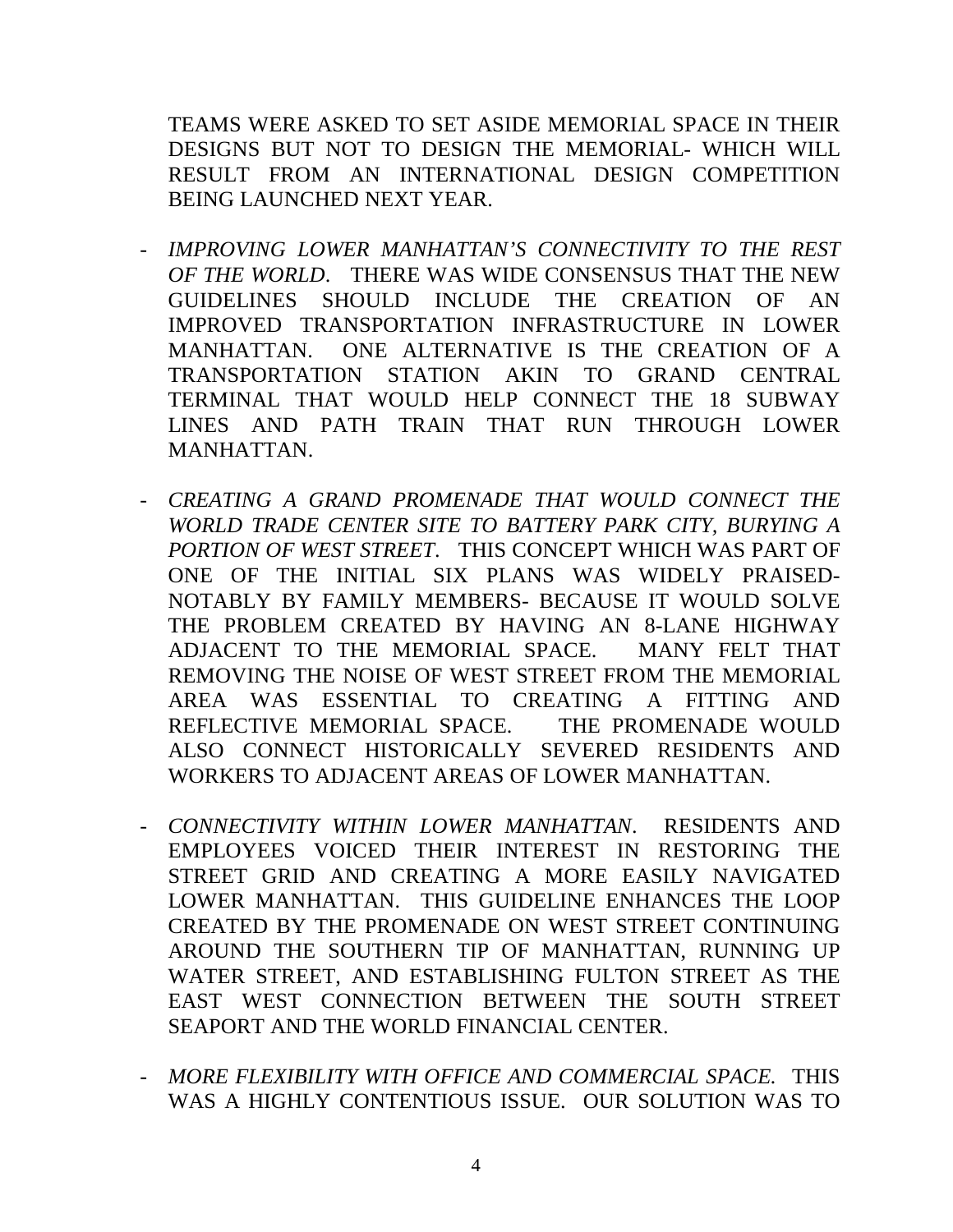TEAMS WERE ASKED TO SET ASIDE MEMORIAL SPACE IN THEIR DESIGNS BUT NOT TO DESIGN THE MEMORIAL- WHICH WILL RESULT FROM AN INTERNATIONAL DESIGN COMPETITION BEING LAUNCHED NEXT YEAR.

- *IMPROVING LOWER MANHATTAN'S CONNECTIVITY TO THE REST OF THE WORLD*. THERE WAS WIDE CONSENSUS THAT THE NEW GUIDELINES SHOULD INCLUDE THE CREATION OF AN IMPROVED TRANSPORTATION INFRASTRUCTURE IN LOWER MANHATTAN. ONE ALTERNATIVE IS THE CREATION OF A TRANSPORTATION STATION AKIN TO GRAND CENTRAL TERMINAL THAT WOULD HELP CONNECT THE 18 SUBWAY LINES AND PATH TRAIN THAT RUN THROUGH LOWER MANHATTAN.

- *CREATING A GRAND PROMENADE THAT WOULD CONNECT THE WORLD TRADE CENTER SITE TO BATTERY PARK CITY, BURYING A PORTION OF WEST STREET*. THIS CONCEPT WHICH WAS PART OF ONE OF THE INITIAL SIX PLANS WAS WIDELY PRAISED- NOTABLY BY FAMILY MEMBERS- BECAUSE IT WOULD SOLVE THE PROBLEM CREATED BY HAVING AN 8-LANE HIGHWAY ADJACENT TO THE MEMORIAL SPACE. MANY FELT THAT REMOVING THE NOISE OF WEST STREET FROM THE MEMORIAL AREA WAS ESSENTIAL TO CREATING A FITTING AND REFLECTIVE MEMORIAL SPACE. THE PROMENADE WOULD ALSO CONNECT HISTORICALLY SEVERED RESIDENTS AND WORKERS TO ADJACENT AREAS OF LOWER MANHATTAN.

- *CONNECTIVITY WITHIN LOWER MANHATTAN*. RESIDENTS AND EMPLOYEES VOICED THEIR INTEREST IN RESTORING THE STREET GRID AND CREATING A MORE EASILY NAVIGATED LOWER MANHATTAN. THIS GUIDELINE ENHANCES THE LOOP CREATED BY THE PROMENADE ON WEST STREET CONTINUING AROUND THE SOUTHERN TIP OF MANHATTAN, RUNNING UP WATER STREET, AND ESTABLISHING FULTON STREET AS THE EAST WEST CONNECTION BETWEEN THE SOUTH STREET SEAPORT AND THE WORLD FINANCIAL CENTER.

- *MORE FLEXIBILITY WITH OFFICE AND COMMERCIAL SPACE.* THIS WAS A HIGHLY CONTENTIOUS ISSUE. OUR SOLUTION WAS TO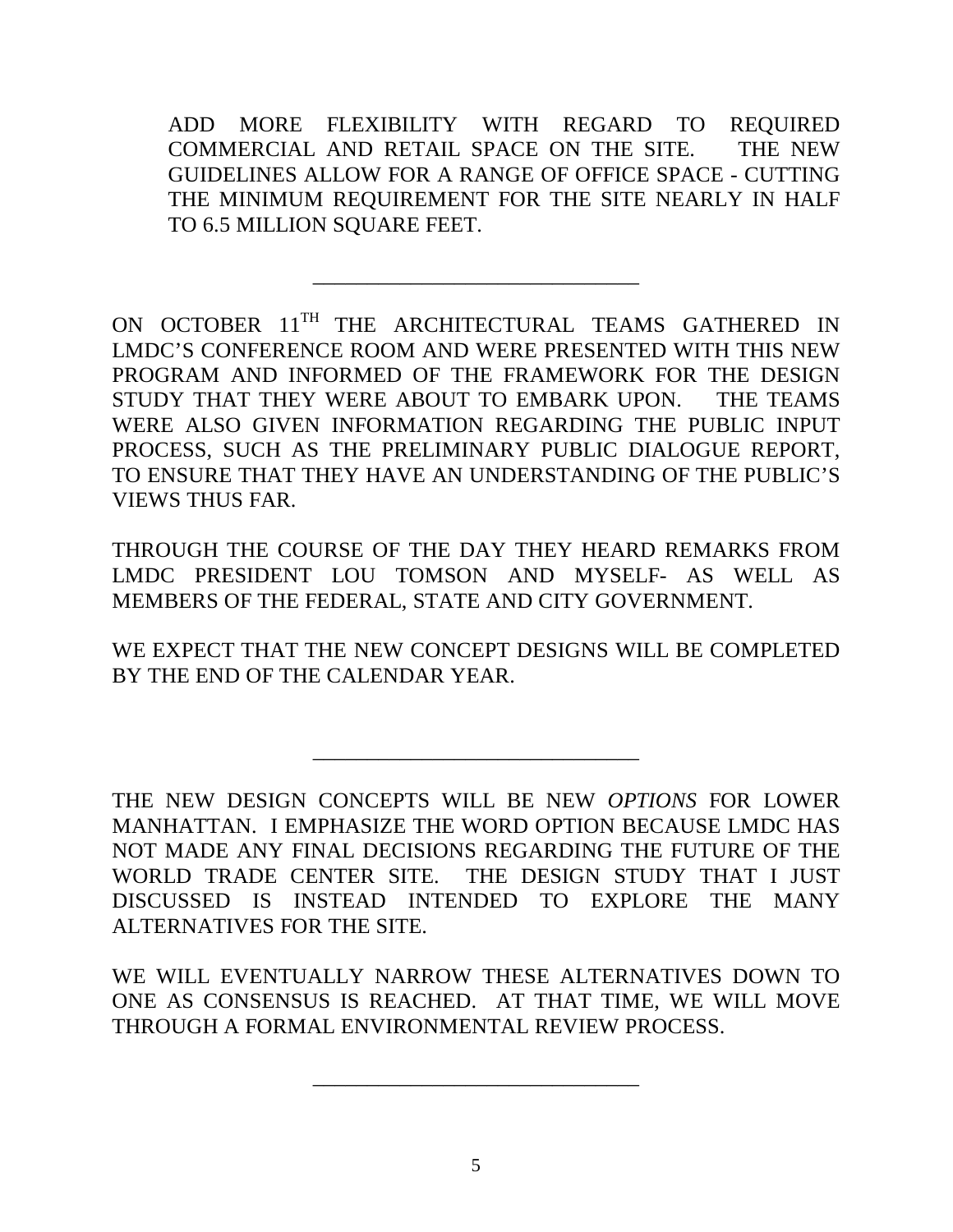ADD MORE FLEXIBILITY WITH REGARD TO REQUIRED COMMERCIAL AND RETAIL SPACE ON THE SITE. THE NEW GUIDELINES ALLOW FOR A RANGE OF OFFICE SPACE - CUTTING THE MINIMUM REQUIREMENT FOR THE SITE NEARLY IN HALF TO 6.5 MILLION SQUARE FEET.

---

ON OCTOBER 11TH THE ARCHITECTURAL TEAMS GATHERED IN LMDC'S CONFERENCE ROOM AND WERE PRESENTED WITH THIS NEW PROGRAM AND INFORMED OF THE FRAMEWORK FOR THE DESIGN STUDY THAT THEY WERE ABOUT TO EMBARK UPON. THE TEAMS WERE ALSO GIVEN INFORMATION REGARDING THE PUBLIC INPUT PROCESS, SUCH AS THE PRELIMINARY PUBLIC DIALOGUE REPORT, TO ENSURE THAT THEY HAVE AN UNDERSTANDING OF THE PUBLIC'S VIEWS THUS FAR.

THROUGH THE COURSE OF THE DAY THEY HEARD REMARKS FROM LMDC PRESIDENT LOU TOMSON AND MYSELF- AS WELL AS MEMBERS OF THE FEDERAL, STATE AND CITY GOVERNMENT.

WE EXPECT THAT THE NEW CONCEPT DESIGNS WILL BE COMPLETED BY THE END OF THE CALENDAR YEAR.

---

THE NEW DESIGN CONCEPTS WILL BE NEW *OPTIONS* FOR LOWER MANHATTAN. I EMPHASIZE THE WORD OPTION BECAUSE LMDC HAS NOT MADE ANY FINAL DECISIONS REGARDING THE FUTURE OF THE WORLD TRADE CENTER SITE. THE DESIGN STUDY THAT I JUST DISCUSSED IS INSTEAD INTENDED TO EXPLORE THE MANY ALTERNATIVES FOR THE SITE.

WE WILL EVENTUALLY NARROW THESE ALTERNATIVES DOWN TO ONE AS CONSENSUS IS REACHED. AT THAT TIME, WE WILL MOVE THROUGH A FORMAL ENVIRONMENTAL REVIEW PROCESS.

---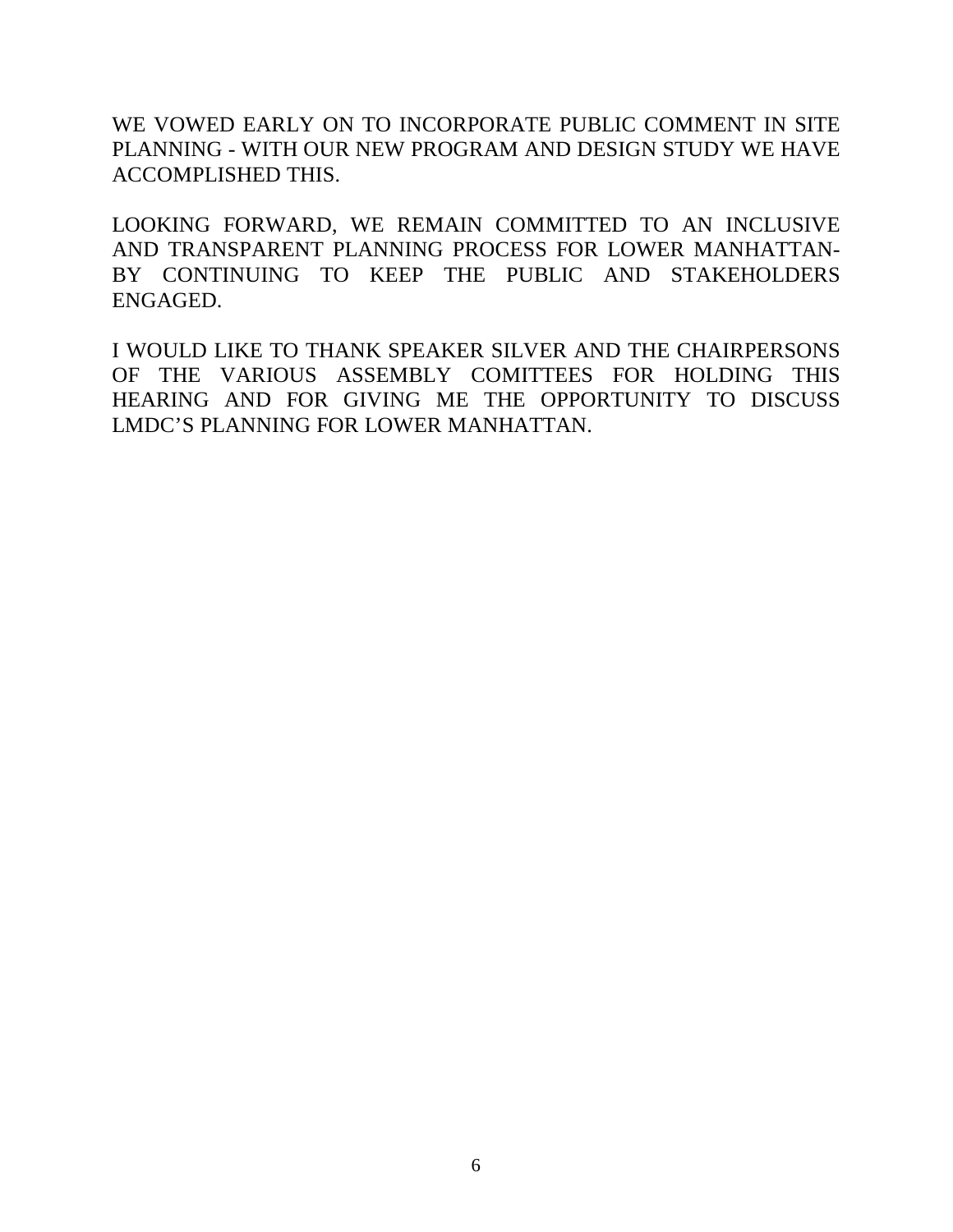WE VOWED EARLY ON TO INCORPORATE PUBLIC COMMENT IN SITE PLANNING - WITH OUR NEW PROGRAM AND DESIGN STUDY WE HAVE ACCOMPLISHED THIS.

LOOKING FORWARD, WE REMAIN COMMITTED TO AN INCLUSIVE AND TRANSPARENT PLANNING PROCESS FOR LOWER MANHATTAN- BY CONTINUING TO KEEP THE PUBLIC AND STAKEHOLDERS ENGAGED.

I WOULD LIKE TO THANK SPEAKER SILVER AND THE CHAIRPERSONS OF THE VARIOUS ASSEMBLY COMITTEES FOR HOLDING THIS HEARING AND FOR GIVING ME THE OPPORTUNITY TO DISCUSS LMDC'S PLANNING FOR LOWER MANHATTAN.